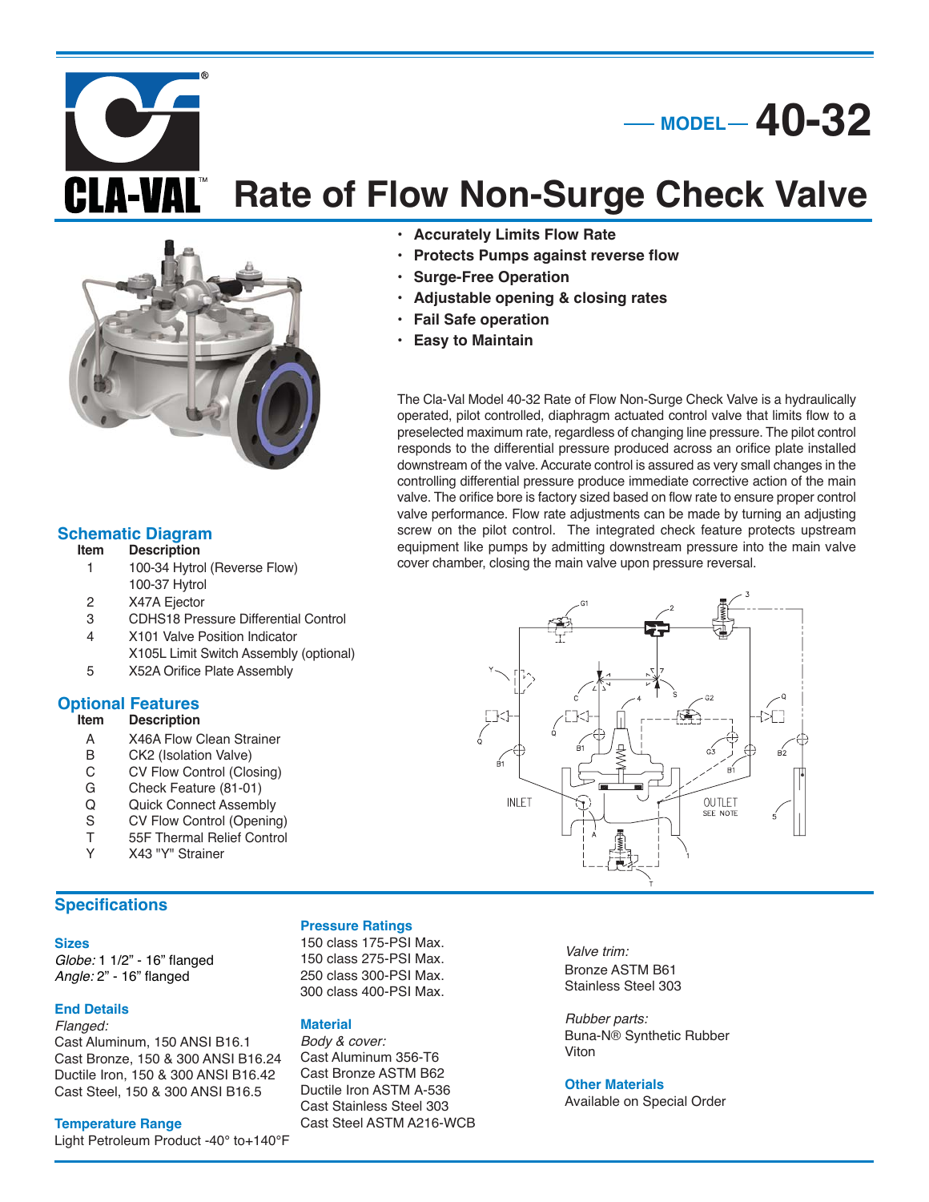# MODEL 40-32

# Rate of Flow Non-Surge Check Valve

- Accurately Limits Flow Rate
- Protects Pumps against reverse flow
- Surge-Free Operation
- Adjustable opening & closing rates
- Fail Safe operation
- Easy to Maintain

The Cla-Val Model 40-32 Rate of Flow Non-Surge Check Valve is a hydraulically operated, pilot controlled, diaphragm actuated control valve that limits flow to a preselected maximum rate, regardless of changing line pressure. The pilot control responds to the differential pressure produced across an orifice plate installed downstream of the valve. Accurate control is assured as very small changes in the controlling differential pressure produce immediate corrective action of the main valve. The orifice bore is factory sized based on flow rate to ensure proper control valve performance. Flow rate adjustments can be made by turning an adjusting screw on the pilot control. The integrated check feature protects upstream equipment like pumps by admitting downstream pressure into the main valve cover chamber, closing the main valve upon pressure reversal.

## Schematic Diagram

| Item | Description |
|---|---|
| 1 | 100-34 Hytrol (Reverse Flow) |
| | 100-37 Hytrol |
| 2 | X47A Ejector |
| 3 | CDHS18 Pressure Differential Control |
| 4 | X101 Valve Position Indicator |
| | X105L Limit Switch Assembly (optional) |
| 5 | X52A Orifice Plate Assembly |

## Optional Features

| Item | Description |
|---|---|
| A | X46A Flow Clean Strainer |
| B | CK2 (Isolation Valve) |
| C | CV Flow Control (Closing) |
| G | Check Feature (81-01) |
| Q | Quick Connect Assembly |
| S | CV Flow Control (Opening) |
| T | 55F Thermal Relief Control |
| Y | X43 "Y" Strainer |

## Specifications

### Sizes

*Globe:* 1 1/2" - 16" flanged
*Angle:* 2" - 16" flanged

### End Details

*Flanged:*
Cast Aluminum, 150 ANSI B16.1
Cast Bronze, 150 & 300 ANSI B16.24
Ductile Iron, 150 & 300 ANSI B16.42
Cast Steel, 150 & 300 ANSI B16.5

### Temperature Range

Light Petroleum Product -40° to+140°F

### Pressure Ratings

150 class 175-PSI Max.
150 class 275-PSI Max.
250 class 300-PSI Max.
300 class 400-PSI Max.

### Material

*Body & cover:*
Cast Aluminum 356-T6
Cast Bronze ASTM B62
Ductile Iron ASTM A-536
Cast Stainless Steel 303
Cast Steel ASTM A216-WCB

*Valve trim:*
Bronze ASTM B61
Stainless Steel 303

*Rubber parts:*
Buna-N® Synthetic Rubber
Viton

### Other Materials

Available on Special Order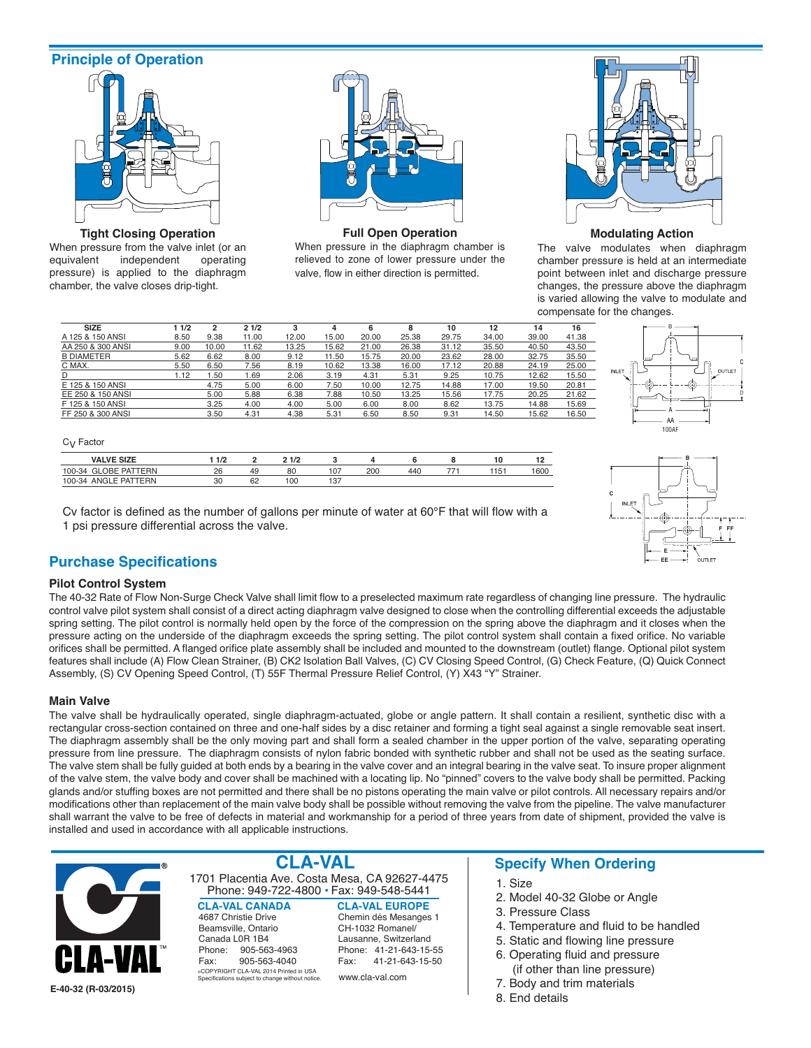## Principle of Operation

**Tight Closing Operation**

When pressure from the valve inlet (or an equivalent independent operating pressure) is applied to the diaphragm chamber, the valve closes drip-tight.

**Full Open Operation**

When pressure in the diaphragm chamber is relieved to zone of lower pressure under the valve, flow in either direction is permitted.

**Modulating Action**

The valve modulates when diaphragm chamber pressure is held at an intermediate point between inlet and discharge pressure changes, the pressure above the diaphragm is varied allowing the valve to modulate and compensate for the changes.

| SIZE | 1 1/2 | 2 | 2 1/2 | 3 | 4 | 6 | 8 | 10 | 12 | 14 | 16 |
|---|---|---|---|---|---|---|---|---|---|---|---|
| A 125 & 150 ANSI | 8.50 | 9.38 | 11.00 | 12.00 | 15.00 | 20.00 | 25.38 | 29.75 | 34.00 | 39.00 | 41.38 |
| AA 250 & 300 ANSI | 9.00 | 10.00 | 11.62 | 13.25 | 15.62 | 21.00 | 26.38 | 31.12 | 35.50 | 40.50 | 43.50 |
| B DIAMETER | 5.62 | 6.62 | 8.00 | 9.12 | 11.50 | 15.75 | 20.00 | 23.62 | 28.00 | 32.75 | 35.50 |
| C MAX. | 5.50 | 6.50 | 7.56 | 8.19 | 10.62 | 13.38 | 16.00 | 17.12 | 20.88 | 24.19 | 25.00 |
| D | 1.12 | 1.50 | 1.69 | 2.06 | 3.19 | 4.31 | 5.31 | 9.25 | 10.75 | 12.62 | 15.50 |
| E 125 & 150 ANSI | | 4.75 | 5.00 | 6.00 | 7.50 | 10.00 | 12.75 | 14.88 | 17.00 | 19.50 | 20.81 |
| EE 250 & 150 ANSI | | 5.00 | 5.88 | 6.38 | 7.88 | 10.50 | 13.25 | 15.56 | 17.75 | 20.25 | 21.62 |
| F 125 & 150 ANSI | | 3.25 | 4.00 | 4.00 | 5.00 | 6.00 | 8.00 | 8.62 | 13.75 | 14.88 | 15.69 |
| FF 250 & 300 ANSI | | 3.50 | 4.31 | 4.38 | 5.31 | 6.50 | 8.50 | 9.31 | 14.50 | 15.62 | 16.50 |

B
C
INLET
OUTLET
D
A
AA
100AF

$C_V$ Factor

| VALVE SIZE | 1 1/2 | 2 | 2 1/2 | 3 | 4 | 6 | 8 | 10 | 12 |
|---|---|---|---|---|---|---|---|---|---|
| 100-34 GLOBE PATTERN | 26 | 49 | 80 | 107 | 200 | 440 | 771 | 1151 | 1600 |
| 100-34 ANGLE PATTERN | 30 | 62 | 100 | 137 | | | | | |

B
C
INLET
F FF
E
EE
OUTLET

Cv factor is defined as the number of gallons per minute of water at 60°F that will flow with a 1 psi pressure differential across the valve.

## Purchase Specifications

### Pilot Control System

The 40-32 Rate of Flow Non-Surge Check Valve shall limit flow to a preselected maximum rate regardless of changing line pressure. The hydraulic control valve pilot system shall consist of a direct acting diaphragm valve designed to close when the controlling differential exceeds the adjustable spring setting. The pilot control is normally held open by the force of the compression on the spring above the diaphragm and it closes when the pressure acting on the underside of the diaphragm exceeds the spring setting. The pilot control system shall contain a fixed orifice. No variable orifices shall be permitted. A flanged orifice plate assembly shall be included and mounted to the downstream (outlet) flange. Optional pilot system features shall include (A) Flow Clean Strainer, (B) CK2 Isolation Ball Valves, (C) CV Closing Speed Control, (G) Check Feature, (Q) Quick Connect Assembly, (S) CV Opening Speed Control, (T) 55F Thermal Pressure Relief Control, (Y) X43 "Y" Strainer.

### Main Valve

The valve shall be hydraulically operated, single diaphragm-actuated, globe or angle pattern. It shall contain a resilient, synthetic disc with a rectangular cross-section contained on three and one-half sides by a disc retainer and forming a tight seal against a single removable seat insert. The diaphragm assembly shall be the only moving part and shall form a sealed chamber in the upper portion of the valve, separating operating pressure from line pressure. The diaphragm consists of nylon fabric bonded with synthetic rubber and shall not be used as the seating surface. The valve stem shall be fully guided at both ends by a bearing in the valve cover and an integral bearing in the valve seat. To insure proper alignment of the valve stem, the valve body and cover shall be machined with a locating lip. No "pinned" covers to the valve body shall be permitted. Packing glands and/or stuffing boxes are not permitted and there shall be no pistons operating the main valve or pilot controls. All necessary repairs and/or modifications other than replacement of the main valve body shall be possible without removing the valve from the pipeline. The valve manufacturer shall warrant the valve to be free of defects in material and workmanship for a period of three years from date of shipment, provided the valve is installed and used in accordance with all applicable instructions.

CLA-VAL™

E-40-32 (R-03/2015)

## CLA-VAL

1701 Placentia Ave. Costa Mesa, CA 92627-4475
Phone: 949-722-4800 • Fax: 949-548-5441

**CLA-VAL CANADA**
4687 Christie Drive
Beamsville, Ontario
Canada L0R 1B4
Phone: 905-563-4963
Fax: 905-563-4040

**CLA-VAL EUROPE**
Chemin dés Mesanges 1
CH-1032 Romanel/
Lausanne, Switzerland
Phone: 41-21-643-15-55
Fax: 41-21-643-15-50

©COPYRIGHT CLA-VAL 2014 Printed in USA
Specifications subject to change without notice.

www.cla-val.com

## Specify When Ordering

1. Size
2. Model 40-32 Globe or Angle
3. Pressure Class
4. Temperature and fluid to be handled
5. Static and flowing line pressure
6. Operating fluid and pressure (if other than line pressure)
7. Body and trim materials
8. End details